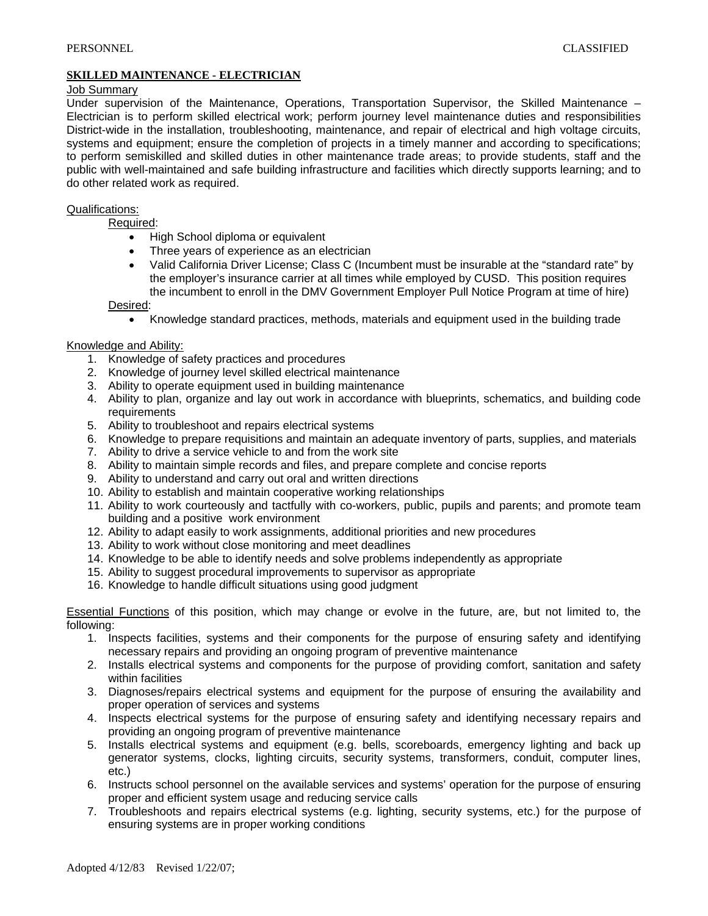## SKILLED MAINTENANCE - ELECTRICIAN

Job Summary

Under supervision of the Maintenance, Operations, Transportation Supervisor, the Skilled Maintenance – Electrician is to perform skilled electrical work; perform journey level maintenance duties and responsibilities District-wide in the installation, troubleshooting, maintenance, and repair of electrical and high voltage circuits, systems and equipment; ensure the completion of projects in a timely manner and according to specifications; to perform semiskilled and skilled duties in other maintenance trade areas; to provide students, staff and the public with well-maintained and safe building infrastructure and facilities which directly supports learning; and to do other related work as required.

Qualifications:

Required:

- High School diploma or equivalent
- Three years of experience as an electrician
- Valid California Driver License; Class C (Incumbent must be insurable at the "standard rate" by the employer's insurance carrier at all times while employed by CUSD. This position requires the incumbent to enroll in the DMV Government Employer Pull Notice Program at time of hire)

Desired:

- Knowledge standard practices, methods, materials and equipment used in the building trade

Knowledge and Ability:

1. Knowledge of safety practices and procedures
2. Knowledge of journey level skilled electrical maintenance
3. Ability to operate equipment used in building maintenance
4. Ability to plan, organize and lay out work in accordance with blueprints, schematics, and building code requirements
5. Ability to troubleshoot and repairs electrical systems
6. Knowledge to prepare requisitions and maintain an adequate inventory of parts, supplies, and materials
7. Ability to drive a service vehicle to and from the work site
8. Ability to maintain simple records and files, and prepare complete and concise reports
9. Ability to understand and carry out oral and written directions
10. Ability to establish and maintain cooperative working relationships
11. Ability to work courteously and tactfully with co-workers, public, pupils and parents; and promote team building and a positive work environment
12. Ability to adapt easily to work assignments, additional priorities and new procedures
13. Ability to work without close monitoring and meet deadlines
14. Knowledge to be able to identify needs and solve problems independently as appropriate
15. Ability to suggest procedural improvements to supervisor as appropriate
16. Knowledge to handle difficult situations using good judgment

Essential Functions of this position, which may change or evolve in the future, are, but not limited to, the following:

1. Inspects facilities, systems and their components for the purpose of ensuring safety and identifying necessary repairs and providing an ongoing program of preventive maintenance
2. Installs electrical systems and components for the purpose of providing comfort, sanitation and safety within facilities
3. Diagnoses/repairs electrical systems and equipment for the purpose of ensuring the availability and proper operation of services and systems
4. Inspects electrical systems for the purpose of ensuring safety and identifying necessary repairs and providing an ongoing program of preventive maintenance
5. Installs electrical systems and equipment (e.g. bells, scoreboards, emergency lighting and back up generator systems, clocks, lighting circuits, security systems, transformers, conduit, computer lines, etc.)
6. Instructs school personnel on the available services and systems' operation for the purpose of ensuring proper and efficient system usage and reducing service calls
7. Troubleshoots and repairs electrical systems (e.g. lighting, security systems, etc.) for the purpose of ensuring systems are in proper working conditions

Adopted 4/12/83 Revised 1/22/07;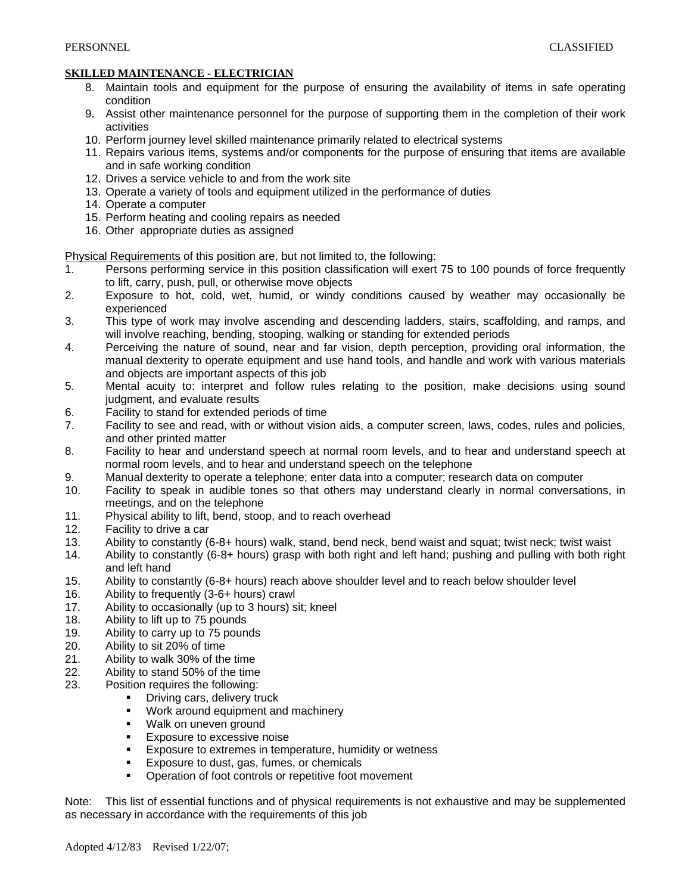**SKILLED MAINTENANCE - ELECTRICIAN**

8. Maintain tools and equipment for the purpose of ensuring the availability of items in safe operating condition
9. Assist other maintenance personnel for the purpose of supporting them in the completion of their work activities
10. Perform journey level skilled maintenance primarily related to electrical systems
11. Repairs various items, systems and/or components for the purpose of ensuring that items are available and in safe working condition
12. Drives a service vehicle to and from the work site
13. Operate a variety of tools and equipment utilized in the performance of duties
14. Operate a computer
15. Perform heating and cooling repairs as needed
16. Other appropriate duties as assigned

Physical Requirements of this position are, but not limited to, the following:

1. Persons performing service in this position classification will exert 75 to 100 pounds of force frequently to lift, carry, push, pull, or otherwise move objects
2. Exposure to hot, cold, wet, humid, or windy conditions caused by weather may occasionally be experienced
3. This type of work may involve ascending and descending ladders, stairs, scaffolding, and ramps, and will involve reaching, bending, stooping, walking or standing for extended periods
4. Perceiving the nature of sound, near and far vision, depth perception, providing oral information, the manual dexterity to operate equipment and use hand tools, and handle and work with various materials and objects are important aspects of this job
5. Mental acuity to: interpret and follow rules relating to the position, make decisions using sound judgment, and evaluate results
6. Facility to stand for extended periods of time
7. Facility to see and read, with or without vision aids, a computer screen, laws, codes, rules and policies, and other printed matter
8. Facility to hear and understand speech at normal room levels, and to hear and understand speech at normal room levels, and to hear and understand speech on the telephone
9. Manual dexterity to operate a telephone; enter data into a computer; research data on computer
10. Facility to speak in audible tones so that others may understand clearly in normal conversations, in meetings, and on the telephone
11. Physical ability to lift, bend, stoop, and to reach overhead
12. Facility to drive a car
13. Ability to constantly (6-8+ hours) walk, stand, bend neck, bend waist and squat; twist neck; twist waist
14. Ability to constantly (6-8+ hours) grasp with both right and left hand; pushing and pulling with both right and left hand
15. Ability to constantly (6-8+ hours) reach above shoulder level and to reach below shoulder level
16. Ability to frequently (3-6+ hours) crawl
17. Ability to occasionally (up to 3 hours) sit; kneel
18. Ability to lift up to 75 pounds
19. Ability to carry up to 75 pounds
20. Ability to sit 20% of time
21. Ability to walk 30% of the time
22. Ability to stand 50% of the time
23. Position requires the following:
    - Driving cars, delivery truck
    - Work around equipment and machinery
    - Walk on uneven ground
    - Exposure to excessive noise
    - Exposure to extremes in temperature, humidity or wetness
    - Exposure to dust, gas, fumes, or chemicals
    - Operation of foot controls or repetitive foot movement

Note: This list of essential functions and of physical requirements is not exhaustive and may be supplemented as necessary in accordance with the requirements of this job

Adopted 4/12/83 Revised 1/22/07;